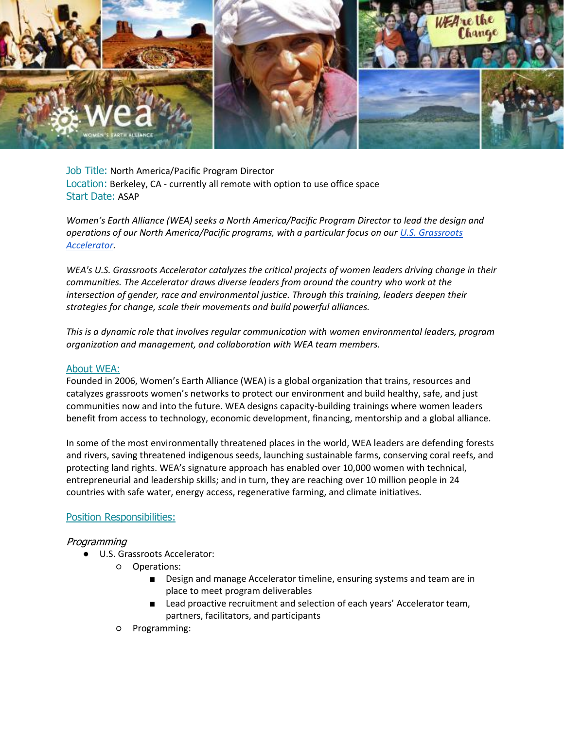Job Title: North America/Pacific Program Director
Location: Berkeley, CA - currently all remote with option to use office space
Start Date: ASAP

*Women's Earth Alliance (WEA) seeks a North America/Pacific Program Director to lead the design and operations of our North America/Pacific programs, with a particular focus on our U.S. Grassroots Accelerator.*

*WEA's U.S. Grassroots Accelerator catalyzes the critical projects of women leaders driving change in their communities. The Accelerator draws diverse leaders from around the country who work at the intersection of gender, race and environmental justice. Through this training, leaders deepen their strategies for change, scale their movements and build powerful alliances.*

*This is a dynamic role that involves regular communication with women environmental leaders, program organization and management, and collaboration with WEA team members.*

## About WEA:

Founded in 2006, Women's Earth Alliance (WEA) is a global organization that trains, resources and catalyzes grassroots women's networks to protect our environment and build healthy, safe, and just communities now and into the future. WEA designs capacity-building trainings where women leaders benefit from access to technology, economic development, financing, mentorship and a global alliance.

In some of the most environmentally threatened places in the world, WEA leaders are defending forests and rivers, saving threatened indigenous seeds, launching sustainable farms, conserving coral reefs, and protecting land rights. WEA's signature approach has enabled over 10,000 women with technical, entrepreneurial and leadership skills; and in turn, they are reaching over 10 million people in 24 countries with safe water, energy access, regenerative farming, and climate initiatives.

## Position Responsibilities:

### Programming

- U.S. Grassroots Accelerator:
  - Operations:
    - Design and manage Accelerator timeline, ensuring systems and team are in place to meet program deliverables
    - Lead proactive recruitment and selection of each years' Accelerator team, partners, facilitators, and participants
  - Programming: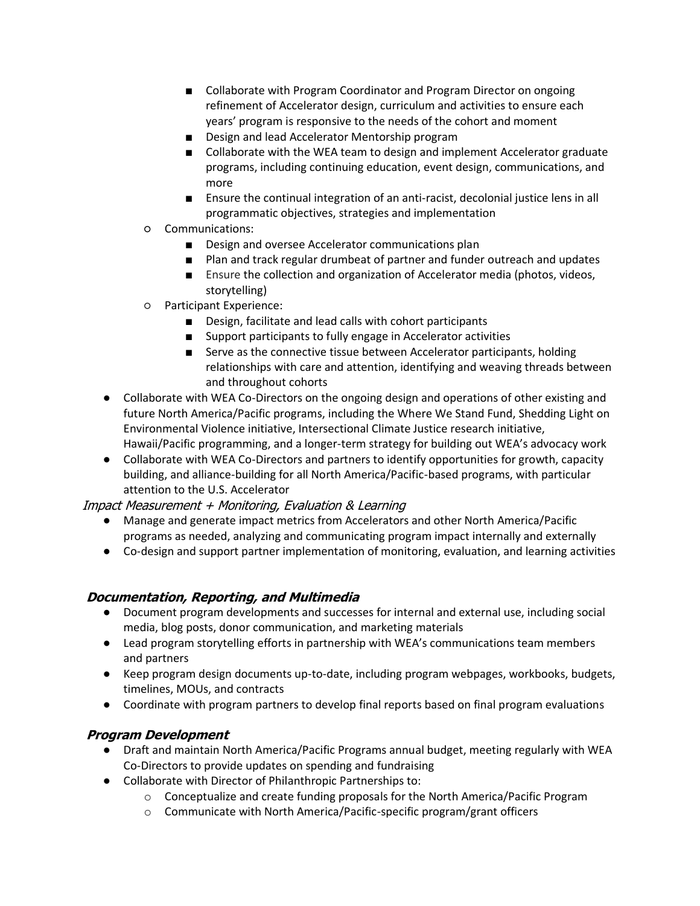- Collaborate with Program Coordinator and Program Director on ongoing refinement of Accelerator design, curriculum and activities to ensure each years' program is responsive to the needs of the cohort and moment
        - Design and lead Accelerator Mentorship program
        - Collaborate with the WEA team to design and implement Accelerator graduate programs, including continuing education, event design, communications, and more
        - Ensure the continual integration of an anti-racist, decolonial justice lens in all programmatic objectives, strategies and implementation
    - Communications:
        - Design and oversee Accelerator communications plan
        - Plan and track regular drumbeat of partner and funder outreach and updates
        - Ensure the collection and organization of Accelerator media (photos, videos, storytelling)
    - Participant Experience:
        - Design, facilitate and lead calls with cohort participants
        - Support participants to fully engage in Accelerator activities
        - Serve as the connective tissue between Accelerator participants, holding relationships with care and attention, identifying and weaving threads between and throughout cohorts
- Collaborate with WEA Co-Directors on the ongoing design and operations of other existing and future North America/Pacific programs, including the Where We Stand Fund, Shedding Light on Environmental Violence initiative, Intersectional Climate Justice research initiative, Hawaii/Pacific programming, and a longer-term strategy for building out WEA's advocacy work
- Collaborate with WEA Co-Directors and partners to identify opportunities for growth, capacity building, and alliance-building for all North America/Pacific-based programs, with particular attention to the U.S. Accelerator

*Impact Measurement + Monitoring, Evaluation & Learning*

- Manage and generate impact metrics from Accelerators and other North America/Pacific programs as needed, analyzing and communicating program impact internally and externally
- Co-design and support partner implementation of monitoring, evaluation, and learning activities

### ***Documentation, Reporting, and Multimedia***

- Document program developments and successes for internal and external use, including social media, blog posts, donor communication, and marketing materials
- Lead program storytelling efforts in partnership with WEA's communications team members and partners
- Keep program design documents up-to-date, including program webpages, workbooks, budgets, timelines, MOUs, and contracts
- Coordinate with program partners to develop final reports based on final program evaluations

### ***Program Development***

- Draft and maintain North America/Pacific Programs annual budget, meeting regularly with WEA Co-Directors to provide updates on spending and fundraising
- Collaborate with Director of Philanthropic Partnerships to:
    - Conceptualize and create funding proposals for the North America/Pacific Program
    - Communicate with North America/Pacific-specific program/grant officers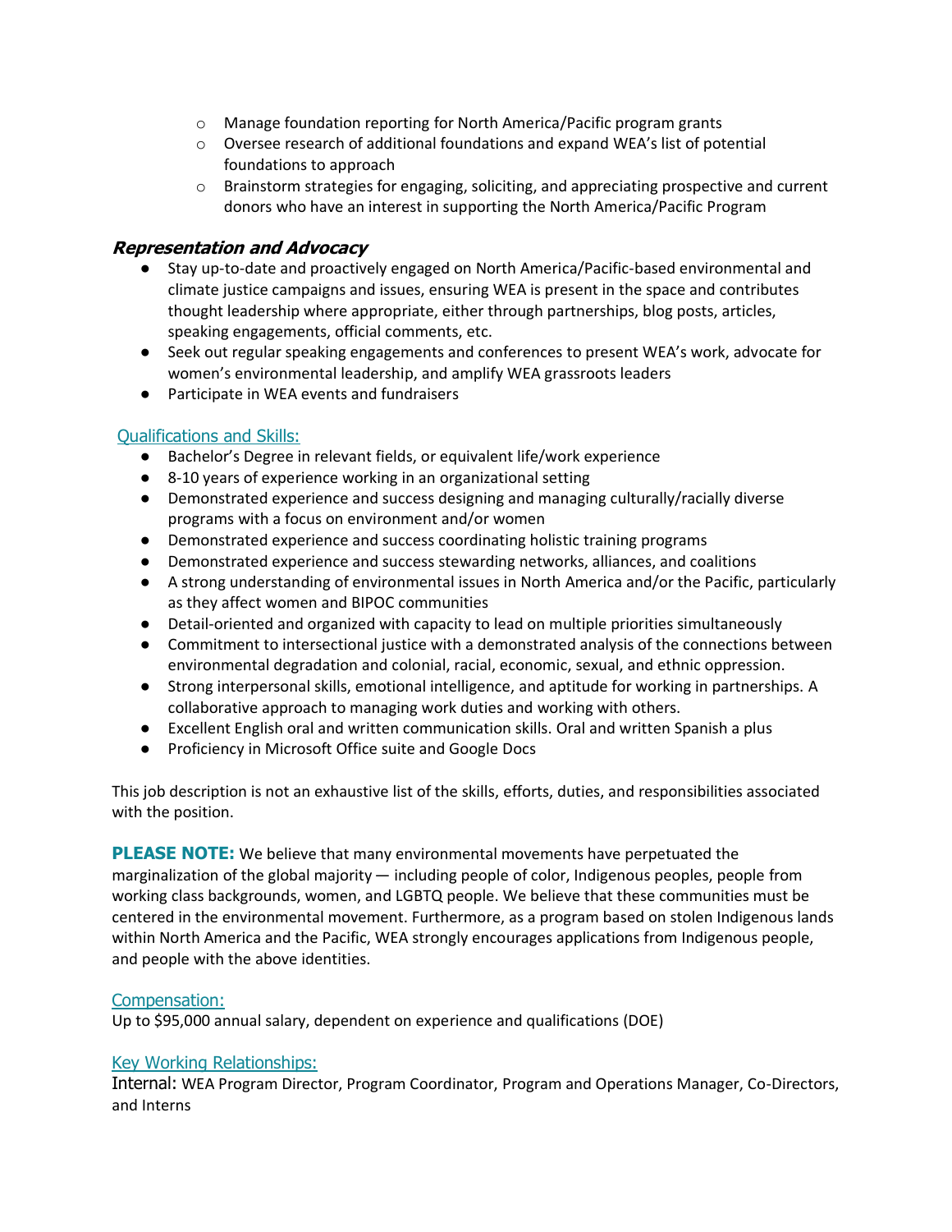- Manage foundation reporting for North America/Pacific program grants
  - Oversee research of additional foundations and expand WEA's list of potential foundations to approach
  - Brainstorm strategies for engaging, soliciting, and appreciating prospective and current donors who have an interest in supporting the North America/Pacific Program

### ***Representation and Advocacy***

- Stay up-to-date and proactively engaged on North America/Pacific-based environmental and climate justice campaigns and issues, ensuring WEA is present in the space and contributes thought leadership where appropriate, either through partnerships, blog posts, articles, speaking engagements, official comments, etc.
- Seek out regular speaking engagements and conferences to present WEA's work, advocate for women's environmental leadership, and amplify WEA grassroots leaders
- Participate in WEA events and fundraisers

## Qualifications and Skills:

- Bachelor's Degree in relevant fields, or equivalent life/work experience
- 8-10 years of experience working in an organizational setting
- Demonstrated experience and success designing and managing culturally/racially diverse programs with a focus on environment and/or women
- Demonstrated experience and success coordinating holistic training programs
- Demonstrated experience and success stewarding networks, alliances, and coalitions
- A strong understanding of environmental issues in North America and/or the Pacific, particularly as they affect women and BIPOC communities
- Detail-oriented and organized with capacity to lead on multiple priorities simultaneously
- Commitment to intersectional justice with a demonstrated analysis of the connections between environmental degradation and colonial, racial, economic, sexual, and ethnic oppression.
- Strong interpersonal skills, emotional intelligence, and aptitude for working in partnerships. A collaborative approach to managing work duties and working with others.
- Excellent English oral and written communication skills. Oral and written Spanish a plus
- Proficiency in Microsoft Office suite and Google Docs

This job description is not an exhaustive list of the skills, efforts, duties, and responsibilities associated with the position.

**PLEASE NOTE:** We believe that many environmental movements have perpetuated the marginalization of the global majority — including people of color, Indigenous peoples, people from working class backgrounds, women, and LGBTQ people. We believe that these communities must be centered in the environmental movement. Furthermore, as a program based on stolen Indigenous lands within North America and the Pacific, WEA strongly encourages applications from Indigenous people, and people with the above identities.

## Compensation:

Up to $95,000 annual salary, dependent on experience and qualifications (DOE)

## Key Working Relationships:

Internal: WEA Program Director, Program Coordinator, Program and Operations Manager, Co-Directors, and Interns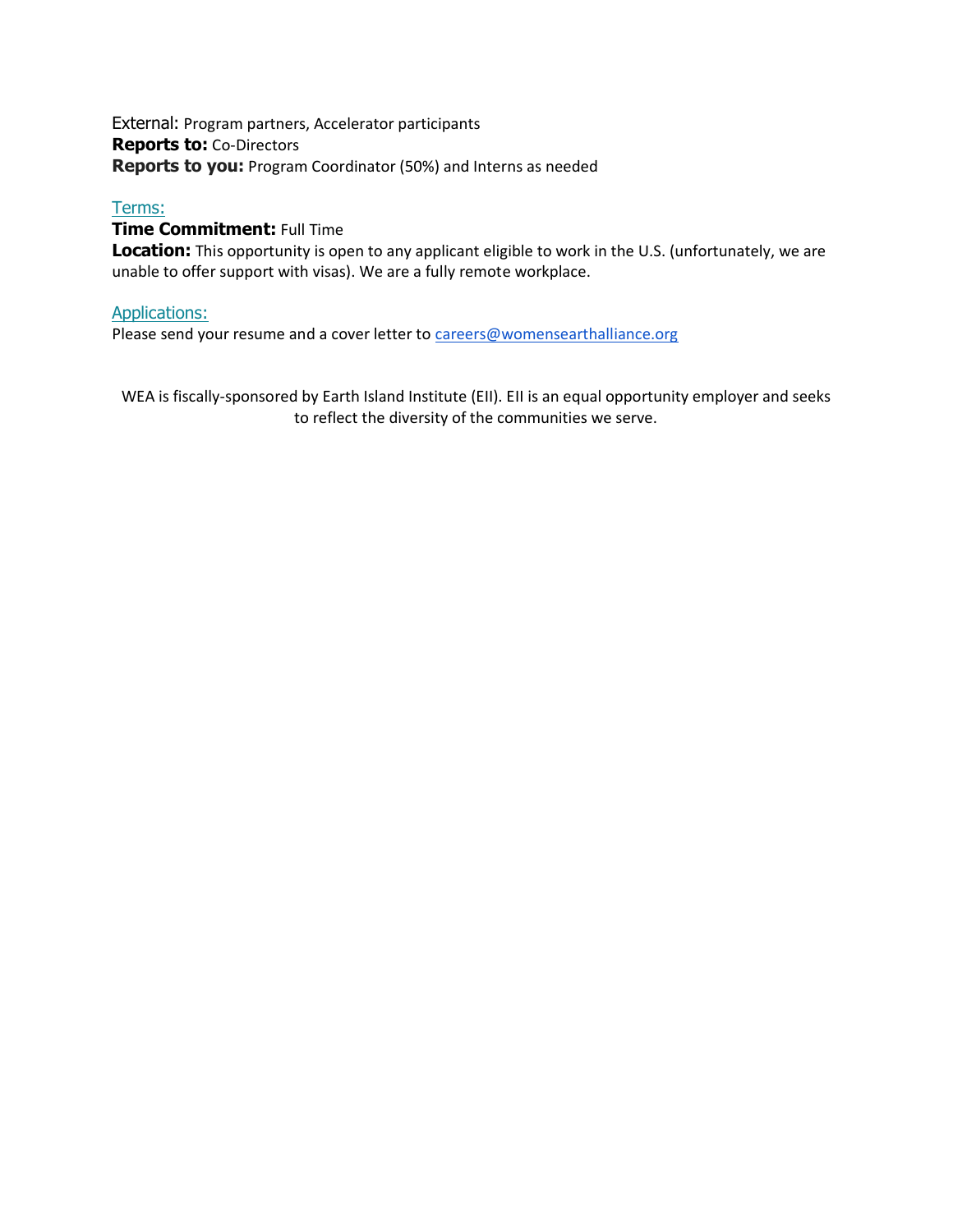External: Program partners, Accelerator participants
**Reports to:** Co-Directors
**Reports to you:** Program Coordinator (50%) and Interns as needed

## Terms:

**Time Commitment:** Full Time
**Location:** This opportunity is open to any applicant eligible to work in the U.S. (unfortunately, we are unable to offer support with visas). We are a fully remote workplace.

## Applications:

Please send your resume and a cover letter to careers@womensearthalliance.org

WEA is fiscally-sponsored by Earth Island Institute (EII). EII is an equal opportunity employer and seeks to reflect the diversity of the communities we serve.